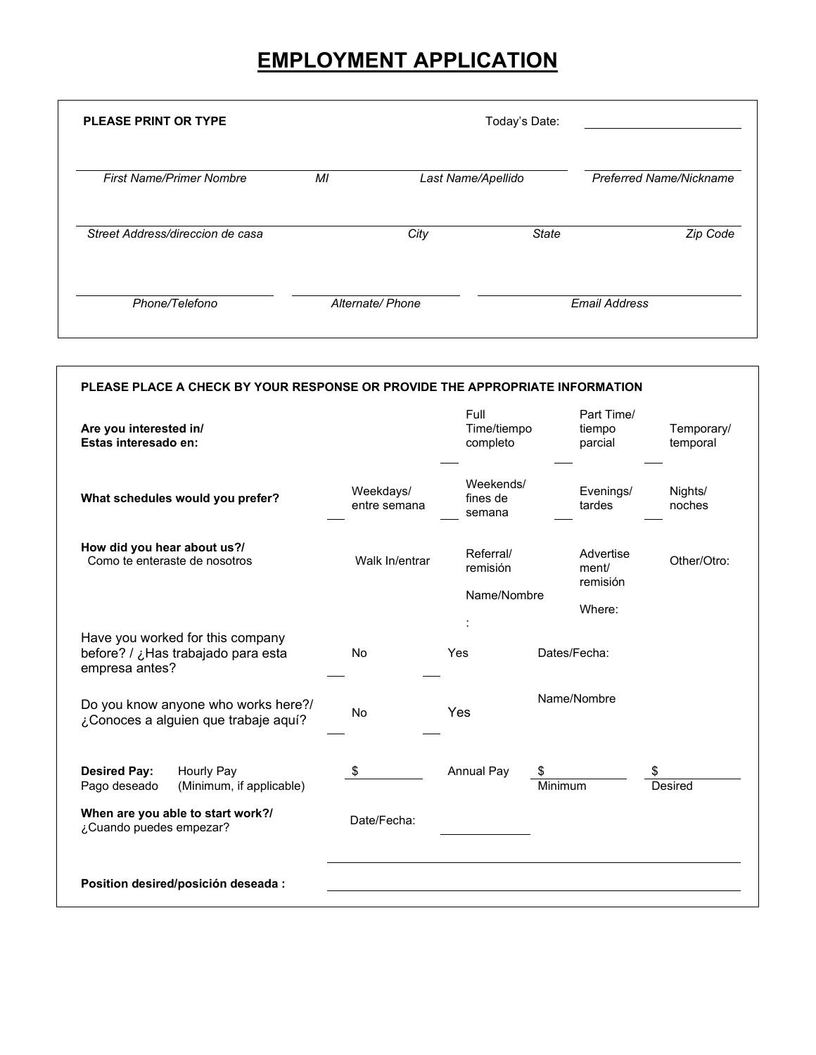# EMPLOYMENT APPLICATION

**PLEASE PRINT OR TYPE**

Today's Date: ____________________

| *First Name/Primer Nombre* | *MI* | *Last Name/Apellido* | *Preferred Name/Nickname* |
|---|---|---|---|
| | | | |

| *Street Address/direccion de casa* | *City* | *State* | *Zip Code* |
|---|---|---|---|
| | | | |

| *Phone/Telefono* | *Alternate/ Phone* | *Email Address* |
|---|---|---|
| | | |

**PLEASE PLACE A CHECK BY YOUR RESPONSE OR PROVIDE THE APPROPRIATE INFORMATION**

| | | | | |
|---|---|---|---|---|
| **Are you interested in/ Estas interesado en:** | | ___ Full Time/tiempo completo | ___ Part Time/ tiempo parcial | ___ Temporary/ temporal |
| **What schedules would you prefer?** | ___ Weekdays/ entre semana | ___ Weekends/ fines de semana | ___ Evenings/ tardes | ___ Nights/ noches |
| **How did you hear about us?/** Como te enteraste de nosotros | Walk In/entrar | Referral/ remisión Name/Nombre : | Advertise ment/ remisión Where: | Other/Otro: |
| Have you worked for this company before? / ¿Has trabajado para esta empresa antes? | ___ No | ___ Yes | Dates/Fecha: | |
| Do you know anyone who works here?/ ¿Conoces a alguien que trabaje aquí? | ___ No | ___ Yes | Name/Nombre | |
| **Desired Pay:** Pago deseado — Hourly Pay (Minimum, if applicable) | $ ________ | Annual Pay | $ ________ Minimum | $ ________ Desired |
| **When are you able to start work?/** ¿Cuando puedes empezar? | Date/Fecha: | ____________ | | |

**Position desired/posición deseada :** ________________________________________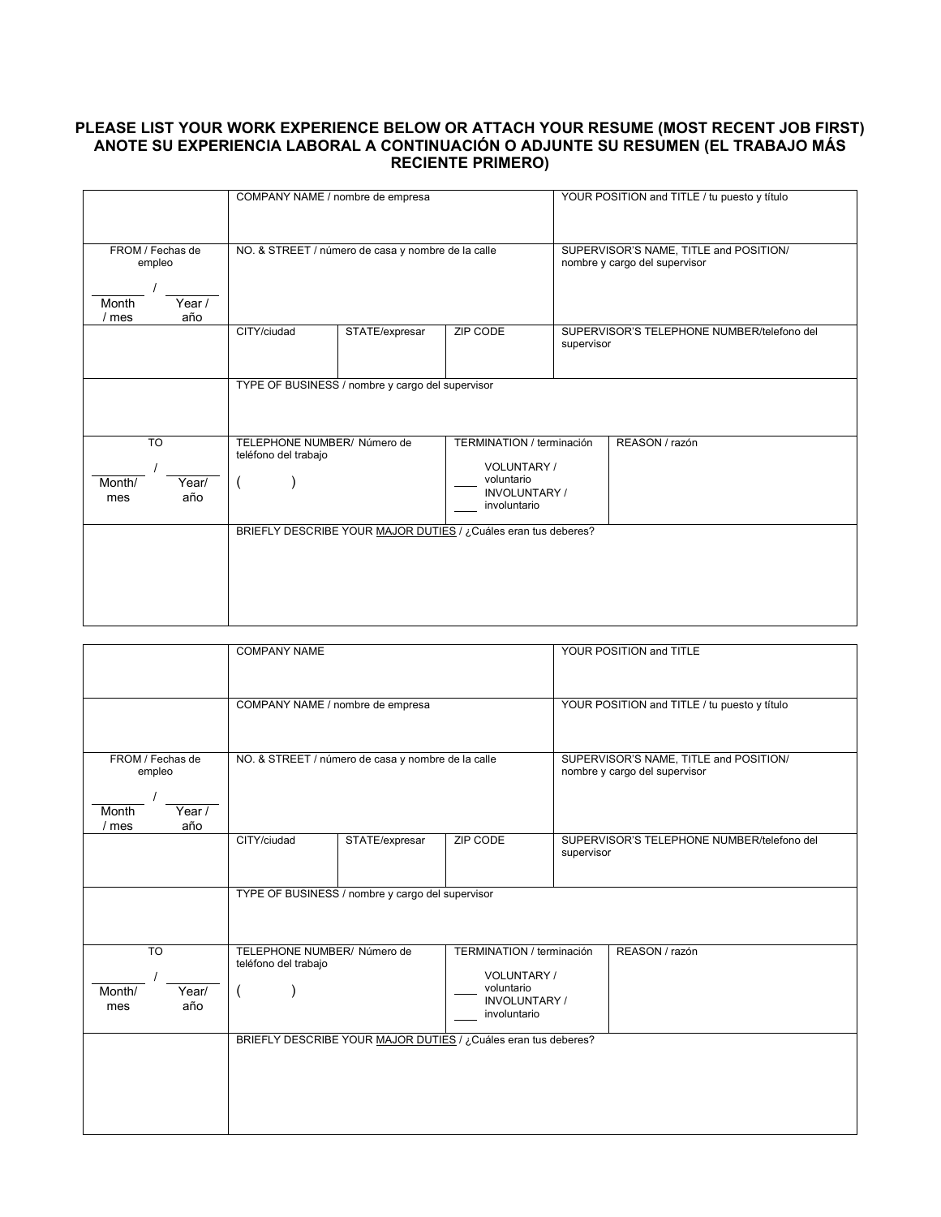**PLEASE LIST YOUR WORK EXPERIENCE BELOW OR ATTACH YOUR RESUME (MOST RECENT JOB FIRST)**
**ANOTE SU EXPERIENCIA LABORAL A CONTINUACIÓN O ADJUNTE SU RESUMEN (EL TRABAJO MÁS RECIENTE PRIMERO)**

| | | | | | |
|---|---|---|---|---|---|
| | COMPANY NAME / nombre de empresa | | | YOUR POSITION and TITLE / tu puesto y título | |
| FROM / Fechas de empleo<br>_____ / _____<br>Month / mes    Year / año | NO. & STREET / número de casa y nombre de la calle | | | SUPERVISOR'S NAME, TITLE and POSITION/ nombre y cargo del supervisor | |
| | CITY/ciudad | STATE/expresar | ZIP CODE | SUPERVISOR'S TELEPHONE NUMBER/telefono del supervisor | |
| | TYPE OF BUSINESS / nombre y cargo del supervisor | | | | |
| TO<br>_____ / _____<br>Month/ mes    Year/ año | TELEPHONE NUMBER/ Número de teléfono del trabajo<br>(        ) | | TERMINATION / terminación<br>____ VOLUNTARY / voluntario<br>____ INVOLUNTARY / involuntario | | REASON / razón |
| | BRIEFLY DESCRIBE YOUR MAJOR DUTIES / ¿Cuáles eran tus deberes? | | | | |

| | | | | | |
|---|---|---|---|---|---|
| | COMPANY NAME | | | YOUR POSITION and TITLE | |
| | COMPANY NAME / nombre de empresa | | | YOUR POSITION and TITLE / tu puesto y título | |
| FROM / Fechas de empleo<br>_____ / _____<br>Month / mes    Year / año | NO. & STREET / número de casa y nombre de la calle | | | SUPERVISOR'S NAME, TITLE and POSITION/ nombre y cargo del supervisor | |
| | CITY/ciudad | STATE/expresar | ZIP CODE | SUPERVISOR'S TELEPHONE NUMBER/telefono del supervisor | |
| | TYPE OF BUSINESS / nombre y cargo del supervisor | | | | |
| TO<br>_____ / _____<br>Month/ mes    Year/ año | TELEPHONE NUMBER/ Número de teléfono del trabajo<br>(        ) | | TERMINATION / terminación<br>____ VOLUNTARY / voluntario<br>____ INVOLUNTARY / involuntario | | REASON / razón |
| | BRIEFLY DESCRIBE YOUR MAJOR DUTIES / ¿Cuáles eran tus deberes? | | | | |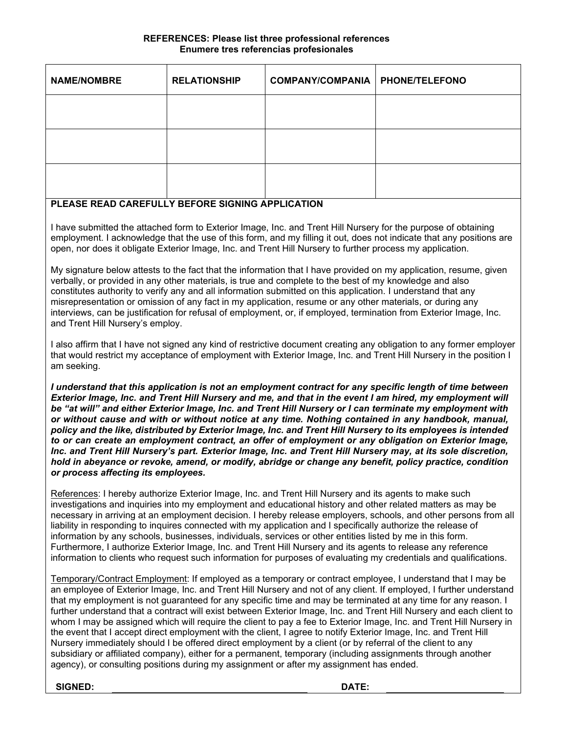**REFERENCES: Please list three professional references**
**Enumere tres referencias profesionales**

| NAME/NOMBRE | RELATIONSHIP | COMPANY/COMPANIA | PHONE/TELEFONO |
|---|---|---|---|
| | | | |
| | | | |
| | | | |

**PLEASE READ CAREFULLY BEFORE SIGNING APPLICATION**

I have submitted the attached form to Exterior Image, Inc. and Trent Hill Nursery for the purpose of obtaining employment. I acknowledge that the use of this form, and my filling it out, does not indicate that any positions are open, nor does it obligate Exterior Image, Inc. and Trent Hill Nursery to further process my application.

My signature below attests to the fact that the information that I have provided on my application, resume, given verbally, or provided in any other materials, is true and complete to the best of my knowledge and also constitutes authority to verify any and all information submitted on this application. I understand that any misrepresentation or omission of any fact in my application, resume or any other materials, or during any interviews, can be justification for refusal of employment, or, if employed, termination from Exterior Image, Inc. and Trent Hill Nursery's employ.

I also affirm that I have not signed any kind of restrictive document creating any obligation to any former employer that would restrict my acceptance of employment with Exterior Image, Inc. and Trent Hill Nursery in the position I am seeking.

***I understand that this application is not an employment contract for any specific length of time between Exterior Image, Inc. and Trent Hill Nursery and me, and that in the event I am hired, my employment will be "at will" and either Exterior Image, Inc. and Trent Hill Nursery or I can terminate my employment with or without cause and with or without notice at any time. Nothing contained in any handbook, manual, policy and the like, distributed by Exterior Image, Inc. and Trent Hill Nursery to its employees is intended to or can create an employment contract, an offer of employment or any obligation on Exterior Image, Inc. and Trent Hill Nursery's part. Exterior Image, Inc. and Trent Hill Nursery may, at its sole discretion, hold in abeyance or revoke, amend, or modify, abridge or change any benefit, policy practice, condition or process affecting its employees.***

References: I hereby authorize Exterior Image, Inc. and Trent Hill Nursery and its agents to make such investigations and inquiries into my employment and educational history and other related matters as may be necessary in arriving at an employment decision. I hereby release employers, schools, and other persons from all liability in responding to inquires connected with my application and I specifically authorize the release of information by any schools, businesses, individuals, services or other entities listed by me in this form. Furthermore, I authorize Exterior Image, Inc. and Trent Hill Nursery and its agents to release any reference information to clients who request such information for purposes of evaluating my credentials and qualifications.

Temporary/Contract Employment: If employed as a temporary or contract employee, I understand that I may be an employee of Exterior Image, Inc. and Trent Hill Nursery and not of any client. If employed, I further understand that my employment is not guaranteed for any specific time and may be terminated at any time for any reason. I further understand that a contract will exist between Exterior Image, Inc. and Trent Hill Nursery and each client to whom I may be assigned which will require the client to pay a fee to Exterior Image, Inc. and Trent Hill Nursery in the event that I accept direct employment with the client, I agree to notify Exterior Image, Inc. and Trent Hill Nursery immediately should I be offered direct employment by a client (or by referral of the client to any subsidiary or affiliated company), either for a permanent, temporary (including assignments through another agency), or consulting positions during my assignment or after my assignment has ended.

**SIGNED:** ______________________________ **DATE:** ____________________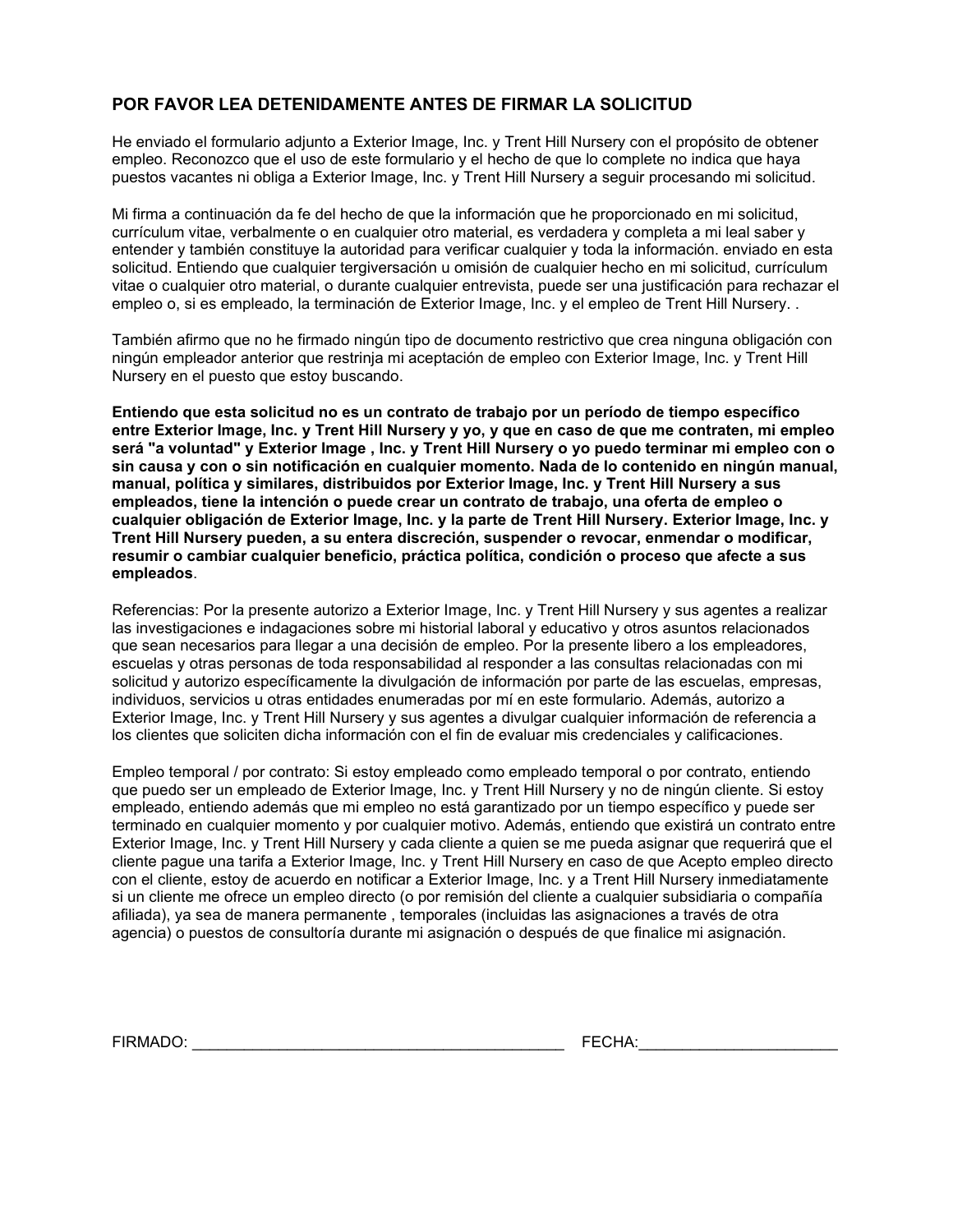## POR FAVOR LEA DETENIDAMENTE ANTES DE FIRMAR LA SOLICITUD

He enviado el formulario adjunto a Exterior Image, Inc. y Trent Hill Nursery con el propósito de obtener empleo. Reconozco que el uso de este formulario y el hecho de que lo complete no indica que haya puestos vacantes ni obliga a Exterior Image, Inc. y Trent Hill Nursery a seguir procesando mi solicitud.

Mi firma a continuación da fe del hecho de que la información que he proporcionado en mi solicitud, currículum vitae, verbalmente o en cualquier otro material, es verdadera y completa a mi leal saber y entender y también constituye la autoridad para verificar cualquier y toda la información. enviado en esta solicitud. Entiendo que cualquier tergiversación u omisión de cualquier hecho en mi solicitud, currículum vitae o cualquier otro material, o durante cualquier entrevista, puede ser una justificación para rechazar el empleo o, si es empleado, la terminación de Exterior Image, Inc. y el empleo de Trent Hill Nursery. .

También afirmo que no he firmado ningún tipo de documento restrictivo que crea ninguna obligación con ningún empleador anterior que restrinja mi aceptación de empleo con Exterior Image, Inc. y Trent Hill Nursery en el puesto que estoy buscando.

**Entiendo que esta solicitud no es un contrato de trabajo por un período de tiempo específico entre Exterior Image, Inc. y Trent Hill Nursery y yo, y que en caso de que me contraten, mi empleo será "a voluntad" y Exterior Image , Inc. y Trent Hill Nursery o yo puedo terminar mi empleo con o sin causa y con o sin notificación en cualquier momento. Nada de lo contenido en ningún manual, manual, política y similares, distribuidos por Exterior Image, Inc. y Trent Hill Nursery a sus empleados, tiene la intención o puede crear un contrato de trabajo, una oferta de empleo o cualquier obligación de Exterior Image, Inc. y la parte de Trent Hill Nursery. Exterior Image, Inc. y Trent Hill Nursery pueden, a su entera discreción, suspender o revocar, enmendar o modificar, resumir o cambiar cualquier beneficio, práctica política, condición o proceso que afecte a sus empleados**.

Referencias: Por la presente autorizo a Exterior Image, Inc. y Trent Hill Nursery y sus agentes a realizar las investigaciones e indagaciones sobre mi historial laboral y educativo y otros asuntos relacionados que sean necesarios para llegar a una decisión de empleo. Por la presente libero a los empleadores, escuelas y otras personas de toda responsabilidad al responder a las consultas relacionadas con mi solicitud y autorizo específicamente la divulgación de información por parte de las escuelas, empresas, individuos, servicios u otras entidades enumeradas por mí en este formulario. Además, autorizo a Exterior Image, Inc. y Trent Hill Nursery y sus agentes a divulgar cualquier información de referencia a los clientes que soliciten dicha información con el fin de evaluar mis credenciales y calificaciones.

Empleo temporal / por contrato: Si estoy empleado como empleado temporal o por contrato, entiendo que puedo ser un empleado de Exterior Image, Inc. y Trent Hill Nursery y no de ningún cliente. Si estoy empleado, entiendo además que mi empleo no está garantizado por un tiempo específico y puede ser terminado en cualquier momento y por cualquier motivo. Además, entiendo que existirá un contrato entre Exterior Image, Inc. y Trent Hill Nursery y cada cliente a quien se me pueda asignar que requerirá que el cliente pague una tarifa a Exterior Image, Inc. y Trent Hill Nursery en caso de que Acepto empleo directo con el cliente, estoy de acuerdo en notificar a Exterior Image, Inc. y a Trent Hill Nursery inmediatamente si un cliente me ofrece un empleo directo (o por remisión del cliente a cualquier subsidiaria o compañía afiliada), ya sea de manera permanente , temporales (incluidas las asignaciones a través de otra agencia) o puestos de consultoría durante mi asignación o después de que finalice mi asignación.

FIRMADO: ____________________________________________ FECHA:______________________